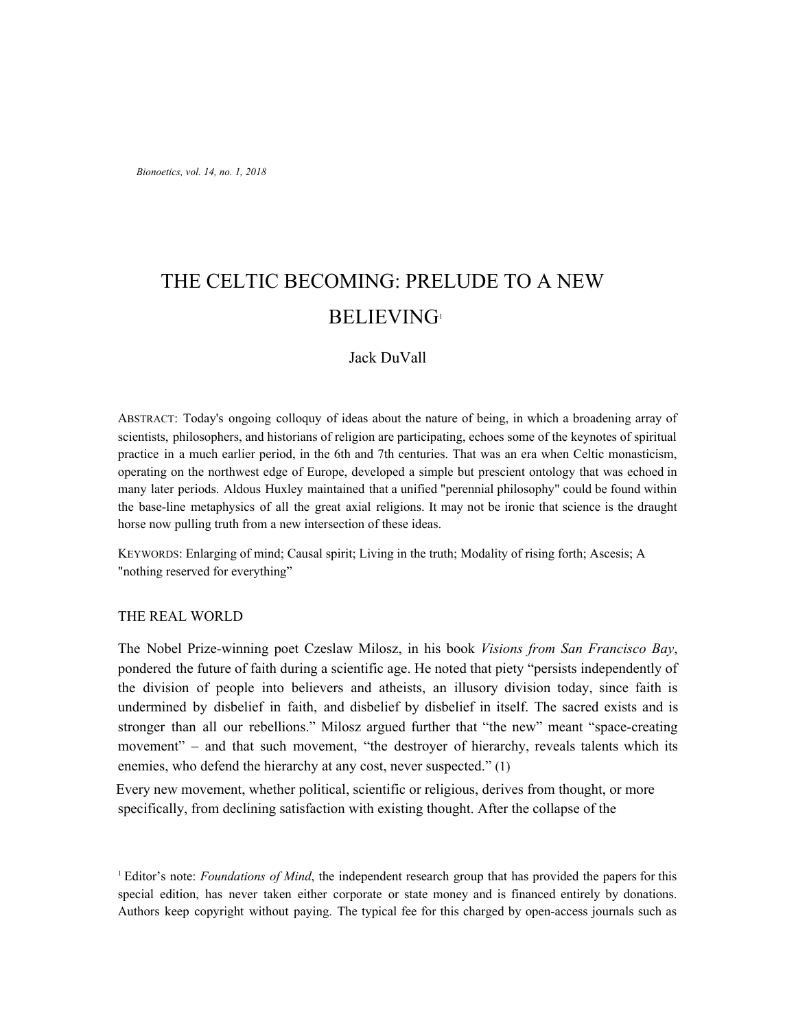# THE CELTIC BECOMING: PRELUDE TO A NEW BELIEVING[1]

Jack DuVall

ABSTRACT: Today's ongoing colloquy of ideas about the nature of being, in which a broadening array of scientists, philosophers, and historians of religion are participating, echoes some of the keynotes of spiritual practice in a much earlier period, in the 6th and 7th centuries. That was an era when Celtic monasticism, operating on the northwest edge of Europe, developed a simple but prescient ontology that was echoed in many later periods. Aldous Huxley maintained that a unified "perennial philosophy" could be found within the base-line metaphysics of all the great axial religions. It may not be ironic that science is the draught horse now pulling truth from a new intersection of these ideas.

KEYWORDS: Enlarging of mind; Causal spirit; Living in the truth; Modality of rising forth; Ascesis; A "nothing reserved for everything"

## THE REAL WORLD

The Nobel Prize-winning poet Czeslaw Milosz, in his book *Visions from San Francisco Bay*, pondered the future of faith during a scientific age. He noted that piety "persists independently of the division of people into believers and atheists, an illusory division today, since faith is undermined by disbelief in faith, and disbelief by disbelief in itself. The sacred exists and is stronger than all our rebellions." Milosz argued further that "the new" meant "space-creating movement" – and that such movement, "the destroyer of hierarchy, reveals talents which its enemies, who defend the hierarchy at any cost, never suspected." (1)

Every new movement, whether political, scientific or religious, derives from thought, or more specifically, from declining satisfaction with existing thought. After the collapse of the

[1] Editor's note: *Foundations of Mind*, the independent research group that has provided the papers for this special edition, has never taken either corporate or state money and is financed entirely by donations. Authors keep copyright without paying. The typical fee for this charged by open-access journals such as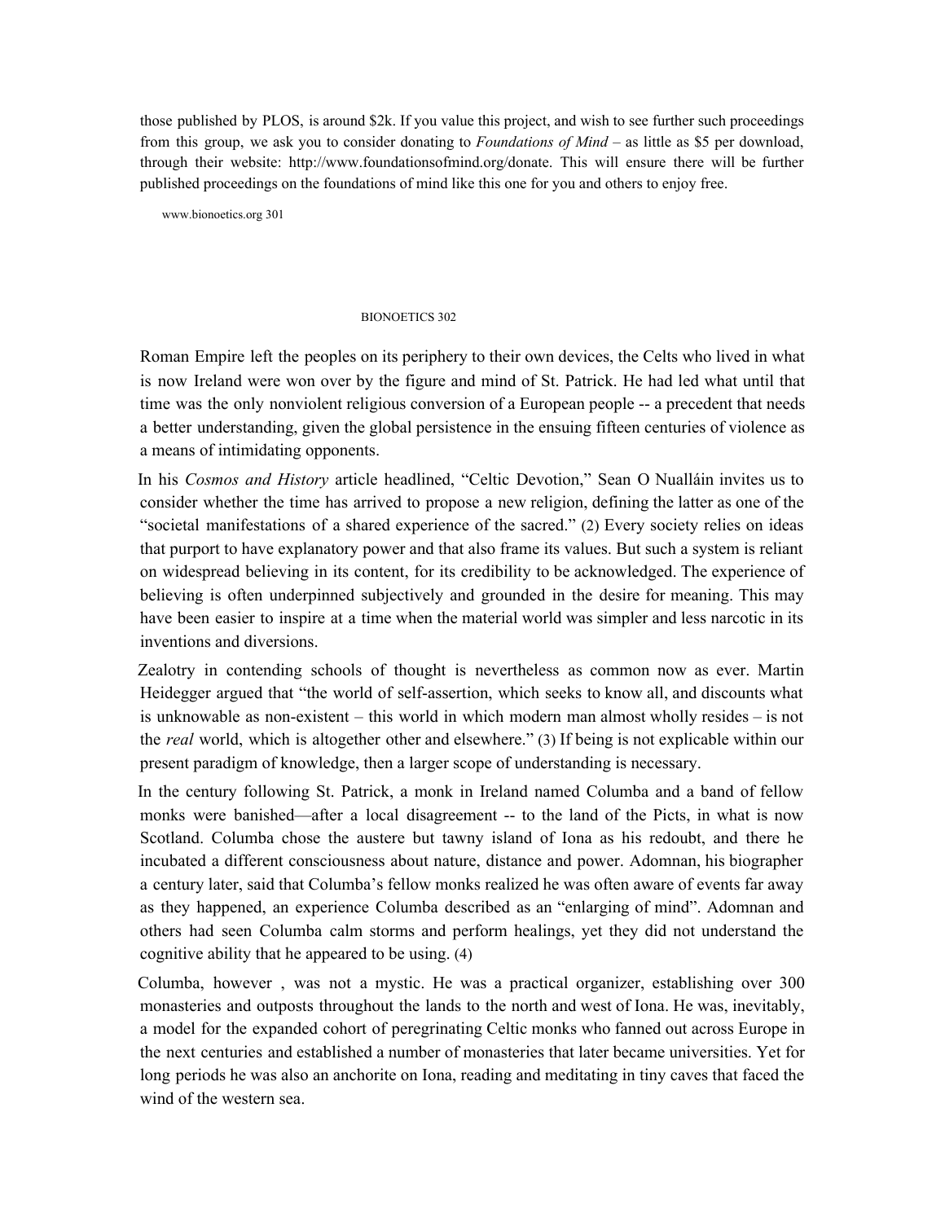those published by PLOS, is around $2k. If you value this project, and wish to see further such proceedings from this group, we ask you to consider donating to *Foundations of Mind* – as little as $5 per download, through their website: http://www.foundationsofmind.org/donate. This will ensure there will be further published proceedings on the foundations of mind like this one for you and others to enjoy free.

Roman Empire left the peoples on its periphery to their own devices, the Celts who lived in what is now Ireland were won over by the figure and mind of St. Patrick. He had led what until that time was the only nonviolent religious conversion of a European people -- a precedent that needs a better understanding, given the global persistence in the ensuing fifteen centuries of violence as a means of intimidating opponents.

In his *Cosmos and History* article headlined, "Celtic Devotion," Sean O Nualláin invites us to consider whether the time has arrived to propose a new religion, defining the latter as one of the "societal manifestations of a shared experience of the sacred." (2) Every society relies on ideas that purport to have explanatory power and that also frame its values. But such a system is reliant on widespread believing in its content, for its credibility to be acknowledged. The experience of believing is often underpinned subjectively and grounded in the desire for meaning. This may have been easier to inspire at a time when the material world was simpler and less narcotic in its inventions and diversions.

Zealotry in contending schools of thought is nevertheless as common now as ever. Martin Heidegger argued that "the world of self-assertion, which seeks to know all, and discounts what is unknowable as non-existent – this world in which modern man almost wholly resides – is not the *real* world, which is altogether other and elsewhere." (3) If being is not explicable within our present paradigm of knowledge, then a larger scope of understanding is necessary.

In the century following St. Patrick, a monk in Ireland named Columba and a band of fellow monks were banished—after a local disagreement -- to the land of the Picts, in what is now Scotland. Columba chose the austere but tawny island of Iona as his redoubt, and there he incubated a different consciousness about nature, distance and power. Adomnan, his biographer a century later, said that Columba's fellow monks realized he was often aware of events far away as they happened, an experience Columba described as an "enlarging of mind". Adomnan and others had seen Columba calm storms and perform healings, yet they did not understand the cognitive ability that he appeared to be using. (4)

Columba, however , was not a mystic. He was a practical organizer, establishing over 300 monasteries and outposts throughout the lands to the north and west of Iona. He was, inevitably, a model for the expanded cohort of peregrinating Celtic monks who fanned out across Europe in the next centuries and established a number of monasteries that later became universities. Yet for long periods he was also an anchorite on Iona, reading and meditating in tiny caves that faced the wind of the western sea.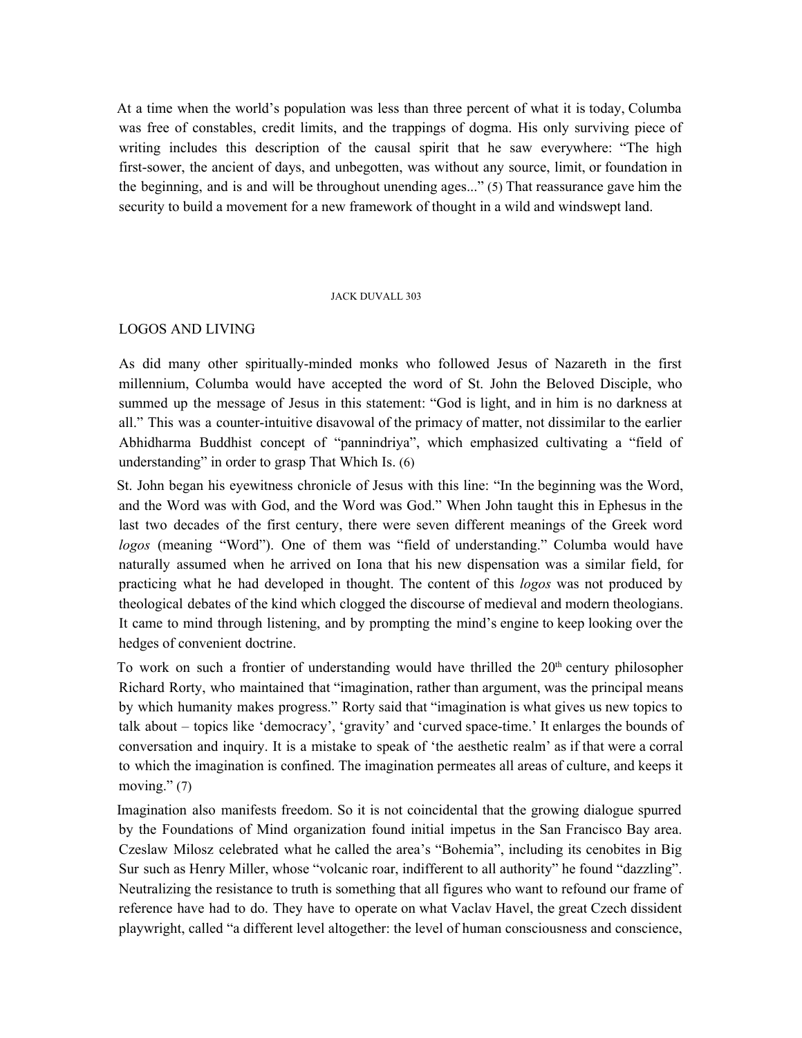At a time when the world's population was less than three percent of what it is today, Columba was free of constables, credit limits, and the trappings of dogma. His only surviving piece of writing includes this description of the causal spirit that he saw everywhere: "The high first-sower, the ancient of days, and unbegotten, was without any source, limit, or foundation in the beginning, and is and will be throughout unending ages..." (5) That reassurance gave him the security to build a movement for a new framework of thought in a wild and windswept land.

## LOGOS AND LIVING

As did many other spiritually-minded monks who followed Jesus of Nazareth in the first millennium, Columba would have accepted the word of St. John the Beloved Disciple, who summed up the message of Jesus in this statement: "God is light, and in him is no darkness at all." This was a counter-intuitive disavowal of the primacy of matter, not dissimilar to the earlier Abhidharma Buddhist concept of "pannindriya", which emphasized cultivating a "field of understanding" in order to grasp That Which Is. (6)

St. John began his eyewitness chronicle of Jesus with this line: "In the beginning was the Word, and the Word was with God, and the Word was God." When John taught this in Ephesus in the last two decades of the first century, there were seven different meanings of the Greek word *logos* (meaning "Word"). One of them was "field of understanding." Columba would have naturally assumed when he arrived on Iona that his new dispensation was a similar field, for practicing what he had developed in thought. The content of this *logos* was not produced by theological debates of the kind which clogged the discourse of medieval and modern theologians. It came to mind through listening, and by prompting the mind's engine to keep looking over the hedges of convenient doctrine.

To work on such a frontier of understanding would have thrilled the 20th century philosopher Richard Rorty, who maintained that "imagination, rather than argument, was the principal means by which humanity makes progress." Rorty said that "imagination is what gives us new topics to talk about – topics like 'democracy', 'gravity' and 'curved space-time.' It enlarges the bounds of conversation and inquiry. It is a mistake to speak of 'the aesthetic realm' as if that were a corral to which the imagination is confined. The imagination permeates all areas of culture, and keeps it moving." (7)

Imagination also manifests freedom. So it is not coincidental that the growing dialogue spurred by the Foundations of Mind organization found initial impetus in the San Francisco Bay area. Czeslaw Milosz celebrated what he called the area's "Bohemia", including its cenobites in Big Sur such as Henry Miller, whose "volcanic roar, indifferent to all authority" he found "dazzling". Neutralizing the resistance to truth is something that all figures who want to refound our frame of reference have had to do. They have to operate on what Vaclav Havel, the great Czech dissident playwright, called "a different level altogether: the level of human consciousness and conscience,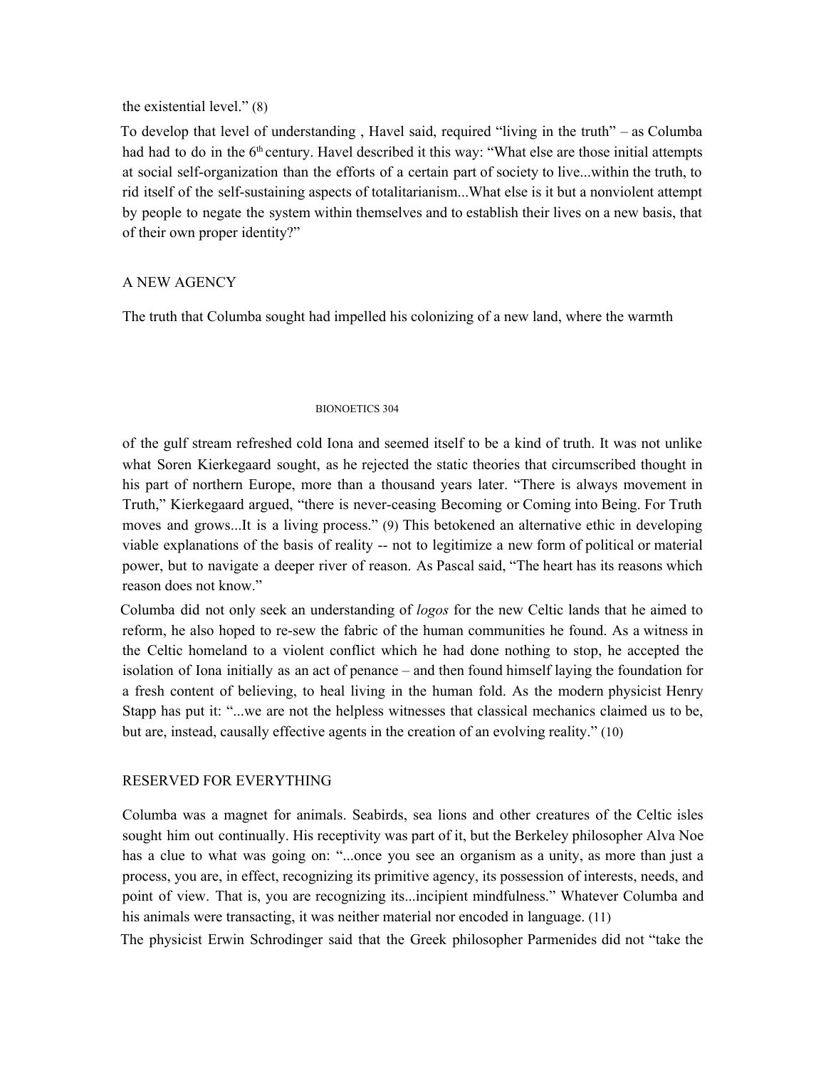the existential level." (8)

To develop that level of understanding , Havel said, required "living in the truth" – as Columba had had to do in the 6th century. Havel described it this way: "What else are those initial attempts at social self-organization than the efforts of a certain part of society to live...within the truth, to rid itself of the self-sustaining aspects of totalitarianism...What else is it but a nonviolent attempt by people to negate the system within themselves and to establish their lives on a new basis, that of their own proper identity?"

## A NEW AGENCY

The truth that Columba sought had impelled his colonizing of a new land, where the warmth of the gulf stream refreshed cold Iona and seemed itself to be a kind of truth. It was not unlike what Soren Kierkegaard sought, as he rejected the static theories that circumscribed thought in his part of northern Europe, more than a thousand years later. "There is always movement in Truth," Kierkegaard argued, "there is never-ceasing Becoming or Coming into Being. For Truth moves and grows...It is a living process." (9) This betokened an alternative ethic in developing viable explanations of the basis of reality -- not to legitimize a new form of political or material power, but to navigate a deeper river of reason. As Pascal said, "The heart has its reasons which reason does not know."

Columba did not only seek an understanding of *logos* for the new Celtic lands that he aimed to reform, he also hoped to re-sew the fabric of the human communities he found. As a witness in the Celtic homeland to a violent conflict which he had done nothing to stop, he accepted the isolation of Iona initially as an act of penance – and then found himself laying the foundation for a fresh content of believing, to heal living in the human fold. As the modern physicist Henry Stapp has put it: "...we are not the helpless witnesses that classical mechanics claimed us to be, but are, instead, causally effective agents in the creation of an evolving reality." (10)

## RESERVED FOR EVERYTHING

Columba was a magnet for animals. Seabirds, sea lions and other creatures of the Celtic isles sought him out continually. His receptivity was part of it, but the Berkeley philosopher Alva Noe has a clue to what was going on: "...once you see an organism as a unity, as more than just a process, you are, in effect, recognizing its primitive agency, its possession of interests, needs, and point of view. That is, you are recognizing its...incipient mindfulness." Whatever Columba and his animals were transacting, it was neither material nor encoded in language. (11)

The physicist Erwin Schrodinger said that the Greek philosopher Parmenides did not "take the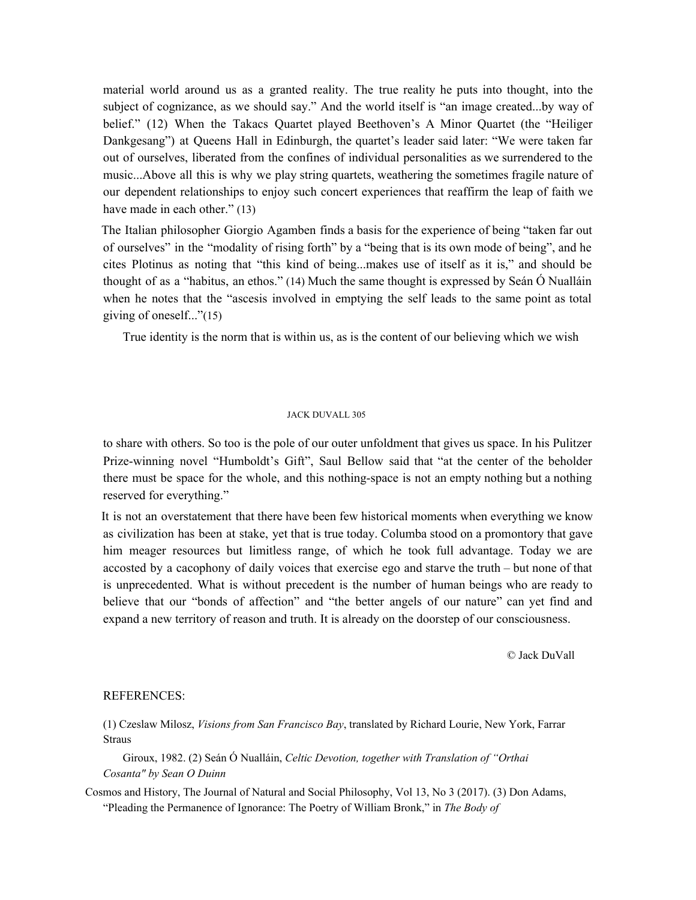material world around us as a granted reality. The true reality he puts into thought, into the subject of cognizance, as we should say." And the world itself is "an image created...by way of belief." (12) When the Takacs Quartet played Beethoven's A Minor Quartet (the "Heiliger Dankgesang") at Queens Hall in Edinburgh, the quartet's leader said later: "We were taken far out of ourselves, liberated from the confines of individual personalities as we surrendered to the music...Above all this is why we play string quartets, weathering the sometimes fragile nature of our dependent relationships to enjoy such concert experiences that reaffirm the leap of faith we have made in each other." (13)

The Italian philosopher Giorgio Agamben finds a basis for the experience of being "taken far out of ourselves" in the "modality of rising forth" by a "being that is its own mode of being", and he cites Plotinus as noting that "this kind of being...makes use of itself as it is," and should be thought of as a "habitus, an ethos." (14) Much the same thought is expressed by Seán Ó Nualláin when he notes that the "ascesis involved in emptying the self leads to the same point as total giving of oneself..."(15)

True identity is the norm that is within us, as is the content of our believing which we wish to share with others. So too is the pole of our outer unfoldment that gives us space. In his Pulitzer Prize-winning novel "Humboldt's Gift", Saul Bellow said that "at the center of the beholder there must be space for the whole, and this nothing-space is not an empty nothing but a nothing reserved for everything."

It is not an overstatement that there have been few historical moments when everything we know as civilization has been at stake, yet that is true today. Columba stood on a promontory that gave him meager resources but limitless range, of which he took full advantage. Today we are accosted by a cacophony of daily voices that exercise ego and starve the truth – but none of that is unprecedented. What is without precedent is the number of human beings who are ready to believe that our "bonds of affection" and "the better angels of our nature" can yet find and expand a new territory of reason and truth. It is already on the doorstep of our consciousness.

© Jack DuVall

REFERENCES:

(1) Czeslaw Milosz, *Visions from San Francisco Bay*, translated by Richard Lourie, New York, Farrar Straus Giroux, 1982. (2) Seán Ó Nualláin, *Celtic Devotion, together with Translation of "Orthai Cosanta" by Sean O Duinn* Cosmos and History, The Journal of Natural and Social Philosophy, Vol 13, No 3 (2017). (3) Don Adams, "Pleading the Permanence of Ignorance: The Poetry of William Bronk," in *The Body of*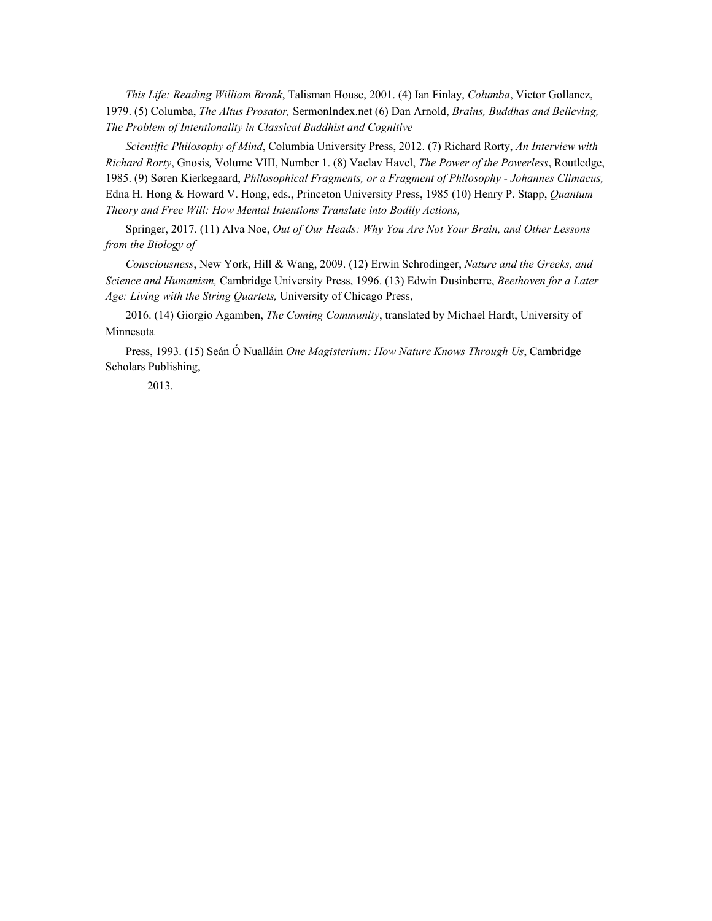*This Life: Reading William Bronk*, Talisman House, 2001. (4) Ian Finlay, *Columba*, Victor Gollancz, 1979. (5) Columba, *The Altus Prosator,* SermonIndex.net (6) Dan Arnold, *Brains, Buddhas and Believing, The Problem of Intentionality in Classical Buddhist and Cognitive Scientific Philosophy of Mind*, Columbia University Press, 2012. (7) Richard Rorty, *An Interview with Richard Rorty*, Gnosis*,* Volume VIII, Number 1. (8) Vaclav Havel, *The Power of the Powerless*, Routledge, 1985. (9) Søren Kierkegaard, *Philosophical Fragments, or a Fragment of Philosophy - Johannes Climacus,* Edna H. Hong & Howard V. Hong, eds., Princeton University Press, 1985 (10) Henry P. Stapp, *Quantum Theory and Free Will: How Mental Intentions Translate into Bodily Actions,* Springer, 2017. (11) Alva Noe, *Out of Our Heads: Why You Are Not Your Brain, and Other Lessons from the Biology of Consciousness*, New York, Hill & Wang, 2009. (12) Erwin Schrodinger, *Nature and the Greeks, and Science and Humanism,* Cambridge University Press, 1996. (13) Edwin Dusinberre, *Beethoven for a Later Age: Living with the String Quartets,* University of Chicago Press, 2016. (14) Giorgio Agamben, *The Coming Community*, translated by Michael Hardt, University of Minnesota Press, 1993. (15) Seán Ó Nualláin *One Magisterium: How Nature Knows Through Us*, Cambridge Scholars Publishing, 2013.